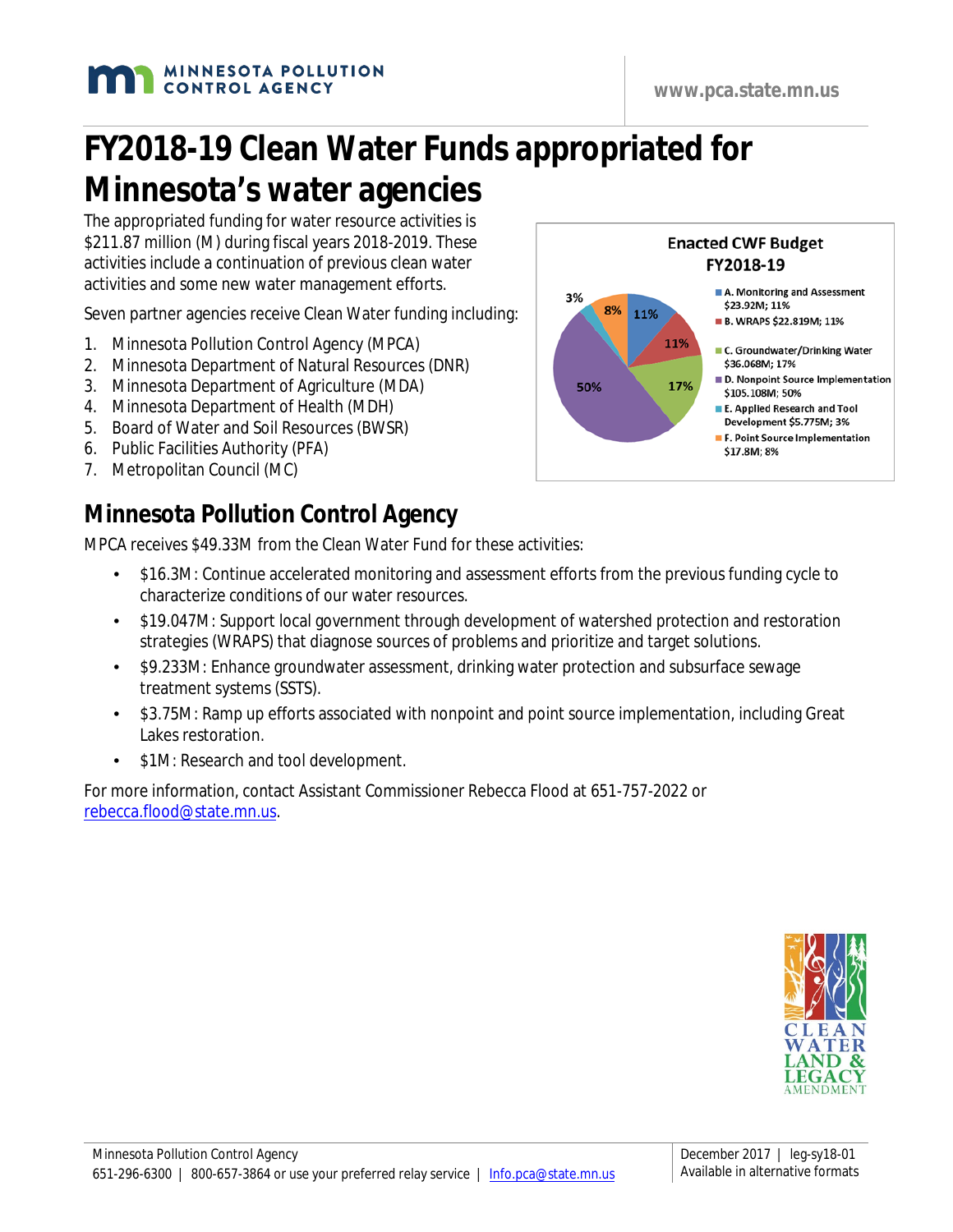# FY2018-19 Clean Water Funds appropriated for Minnesota's water agencies

The appropriated funding for water resource activities is $211.87 million (M) during fiscal years 2018-2019. These activities include a continuation of previous clean water activities and some new water management efforts.

Seven partner agencies receive Clean Water funding including:

1. Minnesota Pollution Control Agency (MPCA)
2. Minnesota Department of Natural Resources (DNR)
3. Minnesota Department of Agriculture (MDA)
4. Minnesota Department of Health (MDH)
5. Board of Water and Soil Resources (BWSR)
6. Public Facilities Authority (PFA)
7. Metropolitan Council (MC)

**Enacted CWF Budget FY2018-19**

- A. Monitoring and Assessment $23.92M; 11%
- B. WRAPS $22.819M; 11%
- C. Groundwater/Drinking Water $36.068M; 17%
- D. Nonpoint Source Implementation $105.108M; 50%
- E. Applied Research and Tool Development $5.775M; 3%
- F. Point Source Implementation $17.8M; 8%

## Minnesota Pollution Control Agency

MPCA receives $49.33M from the Clean Water Fund for these activities:

- $16.3M: Continue accelerated monitoring and assessment efforts from the previous funding cycle to characterize conditions of our water resources.
- $19.047M: Support local government through development of watershed protection and restoration strategies (WRAPS) that diagnose sources of problems and prioritize and target solutions.
- $9.233M: Enhance groundwater assessment, drinking water protection and subsurface sewage treatment systems (SSTS).
- $3.75M: Ramp up efforts associated with nonpoint and point source implementation, including Great Lakes restoration.
- $1M: Research and tool development.

For more information, contact Assistant Commissioner Rebecca Flood at 651-757-2022 or rebecca.flood@state.mn.us.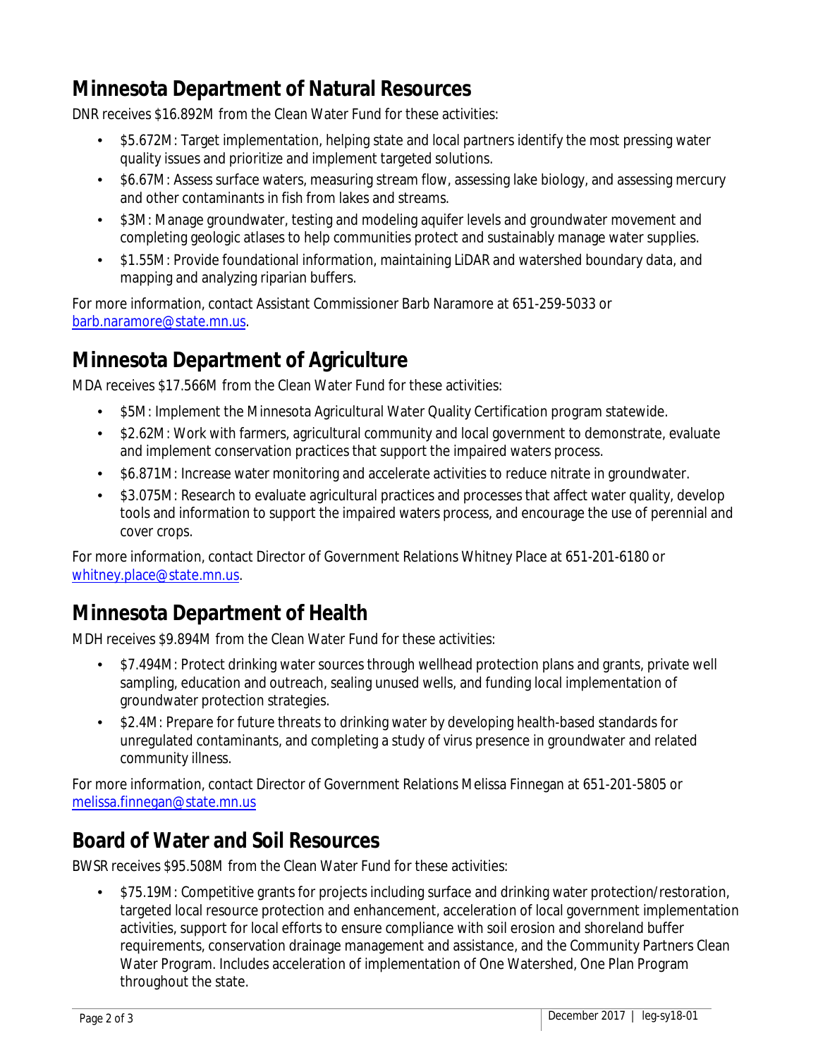## Minnesota Department of Natural Resources

DNR receives $16.892M from the Clean Water Fund for these activities:

- $5.672M: Target implementation, helping state and local partners identify the most pressing water quality issues and prioritize and implement targeted solutions.
- $6.67M: Assess surface waters, measuring stream flow, assessing lake biology, and assessing mercury and other contaminants in fish from lakes and streams.
- $3M: Manage groundwater, testing and modeling aquifer levels and groundwater movement and completing geologic atlases to help communities protect and sustainably manage water supplies.
- $1.55M: Provide foundational information, maintaining LiDAR and watershed boundary data, and mapping and analyzing riparian buffers.

For more information, contact Assistant Commissioner Barb Naramore at 651-259-5033 or barb.naramore@state.mn.us.

## Minnesota Department of Agriculture

MDA receives $17.566M from the Clean Water Fund for these activities:

- $5M: Implement the Minnesota Agricultural Water Quality Certification program statewide.
- $2.62M: Work with farmers, agricultural community and local government to demonstrate, evaluate and implement conservation practices that support the impaired waters process.
- $6.871M: Increase water monitoring and accelerate activities to reduce nitrate in groundwater.
- $3.075M: Research to evaluate agricultural practices and processes that affect water quality, develop tools and information to support the impaired waters process, and encourage the use of perennial and cover crops.

For more information, contact Director of Government Relations Whitney Place at 651-201-6180 or whitney.place@state.mn.us.

## Minnesota Department of Health

MDH receives $9.894M from the Clean Water Fund for these activities:

- $7.494M: Protect drinking water sources through wellhead protection plans and grants, private well sampling, education and outreach, sealing unused wells, and funding local implementation of groundwater protection strategies.
- $2.4M: Prepare for future threats to drinking water by developing health-based standards for unregulated contaminants, and completing a study of virus presence in groundwater and related community illness.

For more information, contact Director of Government Relations Melissa Finnegan at 651-201-5805 or melissa.finnegan@state.mn.us

## Board of Water and Soil Resources

BWSR receives $95.508M from the Clean Water Fund for these activities:

- $75.19M: Competitive grants for projects including surface and drinking water protection/restoration, targeted local resource protection and enhancement, acceleration of local government implementation activities, support for local efforts to ensure compliance with soil erosion and shoreland buffer requirements, conservation drainage management and assistance, and the Community Partners Clean Water Program. Includes acceleration of implementation of One Watershed, One Plan Program throughout the state.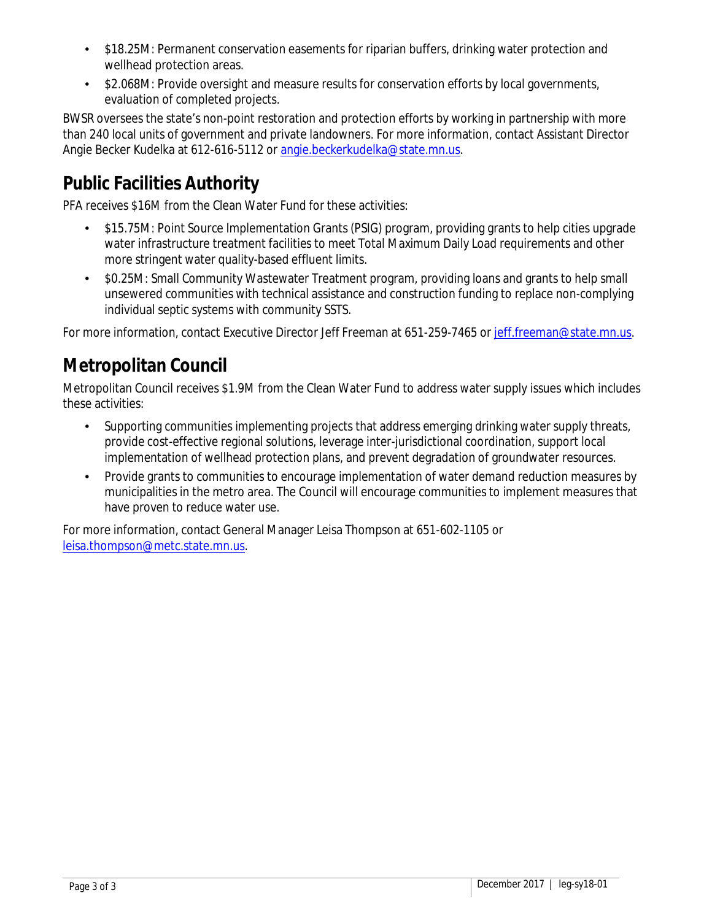- $18.25M: Permanent conservation easements for riparian buffers, drinking water protection and wellhead protection areas.
- $2.068M: Provide oversight and measure results for conservation efforts by local governments, evaluation of completed projects.

BWSR oversees the state's non-point restoration and protection efforts by working in partnership with more than 240 local units of government and private landowners. For more information, contact Assistant Director Angie Becker Kudelka at 612-616-5112 or angie.beckerkudelka@state.mn.us.

## Public Facilities Authority

PFA receives $16M from the Clean Water Fund for these activities:

- $15.75M: Point Source Implementation Grants (PSIG) program, providing grants to help cities upgrade water infrastructure treatment facilities to meet Total Maximum Daily Load requirements and other more stringent water quality-based effluent limits.
- $0.25M: Small Community Wastewater Treatment program, providing loans and grants to help small unsewered communities with technical assistance and construction funding to replace non-complying individual septic systems with community SSTS.

For more information, contact Executive Director Jeff Freeman at 651-259-7465 or jeff.freeman@state.mn.us.

## Metropolitan Council

Metropolitan Council receives $1.9M from the Clean Water Fund to address water supply issues which includes these activities:

- Supporting communities implementing projects that address emerging drinking water supply threats, provide cost-effective regional solutions, leverage inter-jurisdictional coordination, support local implementation of wellhead protection plans, and prevent degradation of groundwater resources.
- Provide grants to communities to encourage implementation of water demand reduction measures by municipalities in the metro area. The Council will encourage communities to implement measures that have proven to reduce water use.

For more information, contact General Manager Leisa Thompson at 651-602-1105 or leisa.thompson@metc.state.mn.us.